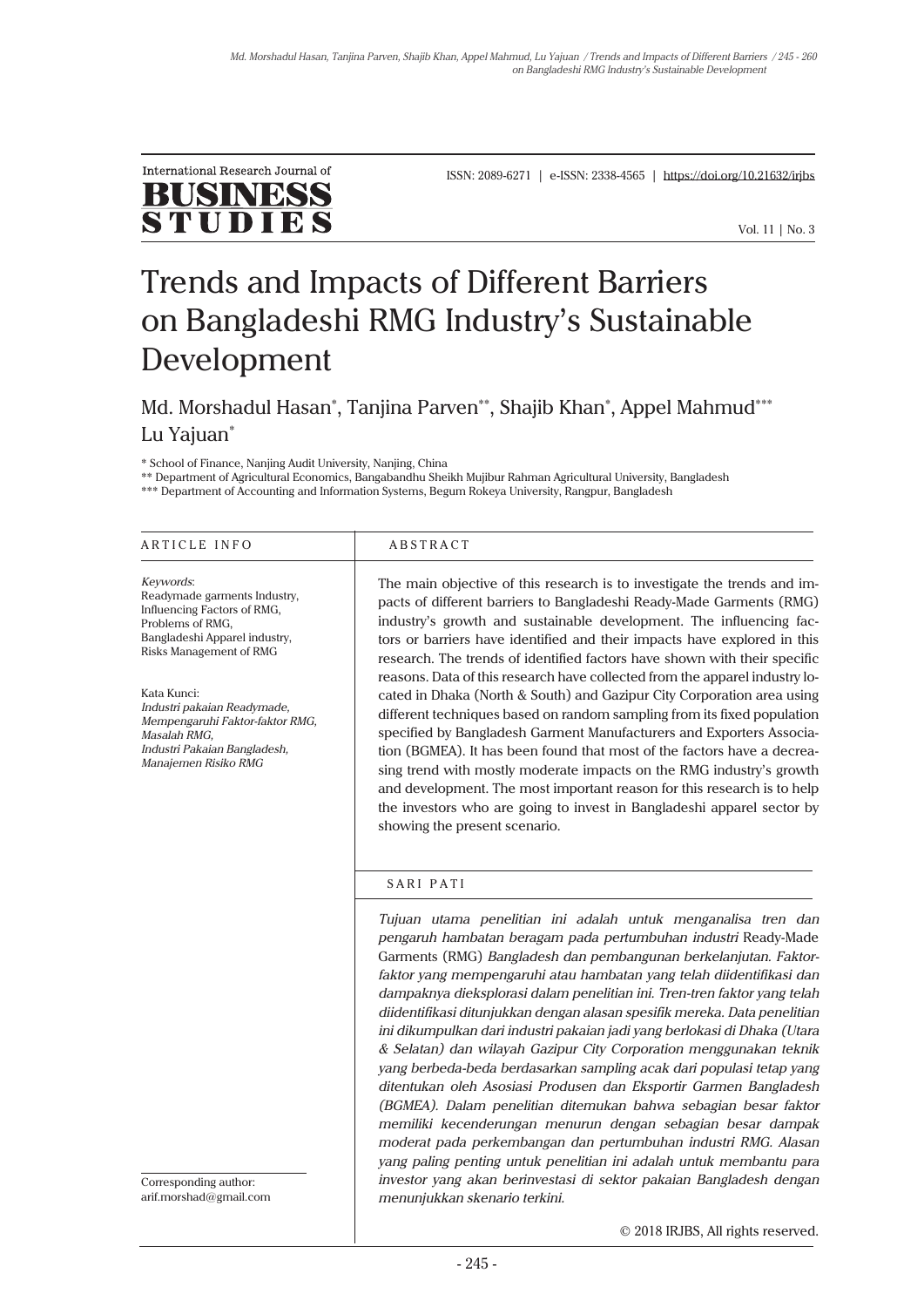International Research Journal of BUSINESS STUDIES

ISSN: 2089-6271 | e-ISSN: 2338-4565 | https://doi.org/10.21632/irjbs

Vol. 11 | No. 3

# Trends and Impacts of Different Barriers on Bangladeshi RMG Industry's Sustainable Development

Md. Morshadul Hasan*, Tanjina Parven**, Shajib Khan*, Appel Mahmud***, Lu Yajuan*

\* School of Finance, Nanjing Audit University, Nanjing, China
\*\* Department of Agricultural Economics, Bangabandhu Sheikh Mujibur Rahman Agricultural University, Bangladesh
\*\*\* Department of Accounting and Information Systems, Begum Rokeya University, Rangpur, Bangladesh

## ARTICLE INFO

*Keywords*:
Readymade garments Industry,
Influencing Factors of RMG,
Problems of RMG,
Bangladeshi Apparel industry,
Risks Management of RMG

Kata Kunci:
*Industri pakaian Readymade,*
*Mempengaruhi Faktor-faktor RMG,*
*Masalah RMG,*
*Industri Pakaian Bangladesh,*
*Manajemen Risiko RMG*

Corresponding author:
arif.morshad@gmail.com

## ABSTRACT

The main objective of this research is to investigate the trends and impacts of different barriers to Bangladeshi Ready-Made Garments (RMG) industry's growth and sustainable development. The influencing factors or barriers have identified and their impacts have explored in this research. The trends of identified factors have shown with their specific reasons. Data of this research have collected from the apparel industry located in Dhaka (North & South) and Gazipur City Corporation area using different techniques based on random sampling from its fixed population specified by Bangladesh Garment Manufacturers and Exporters Association (BGMEA). It has been found that most of the factors have a decreasing trend with mostly moderate impacts on the RMG industry's growth and development. The most important reason for this research is to help the investors who are going to invest in Bangladeshi apparel sector by showing the present scenario.

## SARI PATI

*Tujuan utama penelitian ini adalah untuk menganalisa tren dan pengaruh hambatan beragam pada pertumbuhan industri* Ready-Made Garments (RMG) *Bangladesh dan pembangunan berkelanjutan. Faktor-faktor yang mempengaruhi atau hambatan yang telah diidentifikasi dan dampaknya dieksplorasi dalam penelitian ini. Tren-tren faktor yang telah diidentifikasi ditunjukkan dengan alasan spesifik mereka. Data penelitian ini dikumpulkan dari industri pakaian jadi yang berlokasi di Dhaka (Utara & Selatan) dan wilayah Gazipur City Corporation menggunakan teknik yang berbeda-beda berdasarkan sampling acak dari populasi tetap yang ditentukan oleh Asosiasi Produsen dan Eksportir Garmen Bangladesh (BGMEA). Dalam penelitian ditemukan bahwa sebagian besar faktor memiliki kecenderungan menurun dengan sebagian besar dampak moderat pada perkembangan dan pertumbuhan industri RMG. Alasan yang paling penting untuk penelitian ini adalah untuk membantu para investor yang akan berinvestasi di sektor pakaian Bangladesh dengan menunjukkan skenario terkini.*

© 2018 IRJBS, All rights reserved.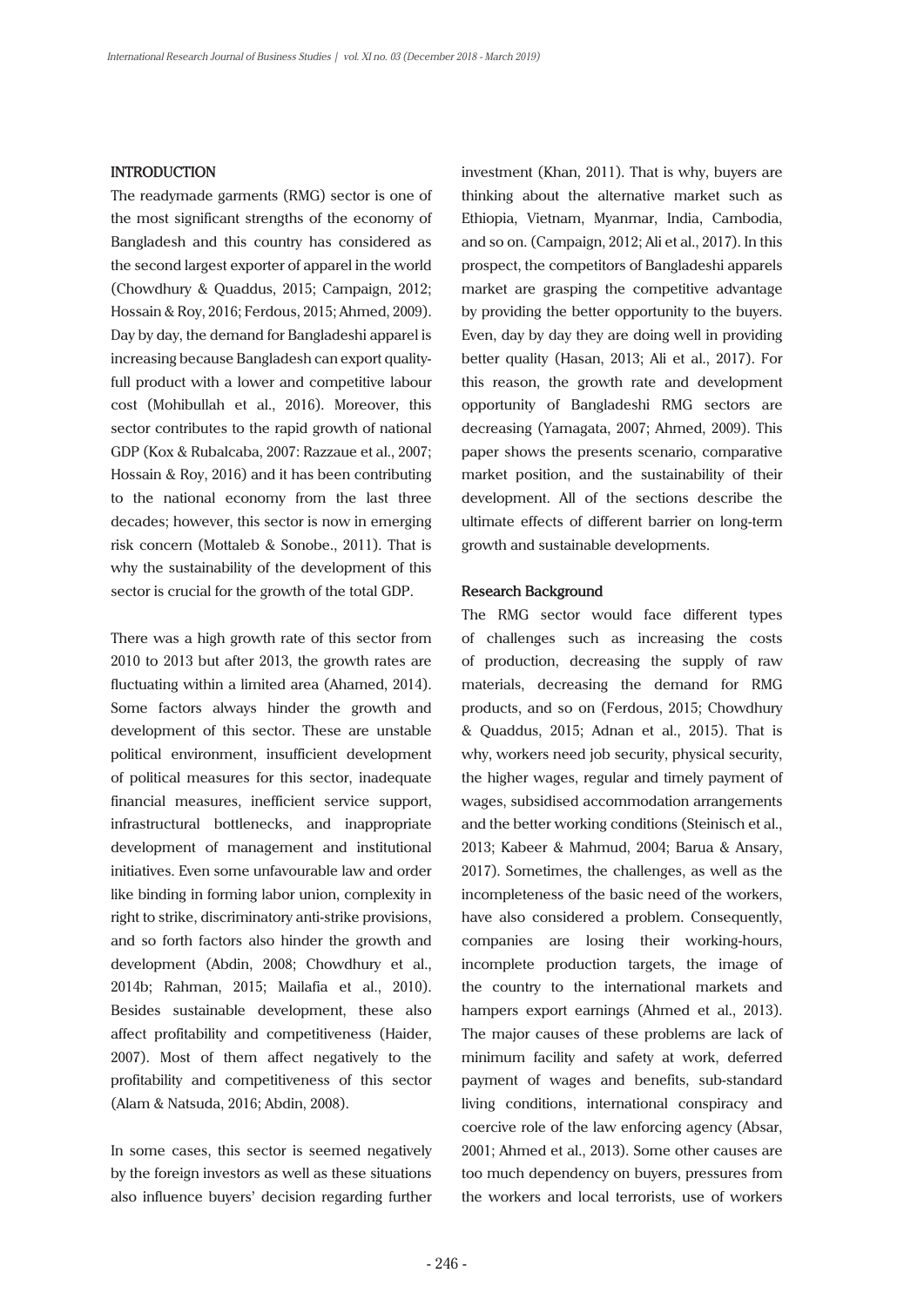## INTRODUCTION

The readymade garments (RMG) sector is one of the most significant strengths of the economy of Bangladesh and this country has considered as the second largest exporter of apparel in the world (Chowdhury & Quaddus, 2015; Campaign, 2012; Hossain & Roy, 2016; Ferdous, 2015; Ahmed, 2009). Day by day, the demand for Bangladeshi apparel is increasing because Bangladesh can export qualityfull product with a lower and competitive labour cost (Mohibullah et al., 2016). Moreover, this sector contributes to the rapid growth of national GDP (Kox & Rubalcaba, 2007: Razzaue et al., 2007; Hossain & Roy, 2016) and it has been contributing to the national economy from the last three decades; however, this sector is now in emerging risk concern (Mottaleb & Sonobe., 2011). That is why the sustainability of the development of this sector is crucial for the growth of the total GDP.

There was a high growth rate of this sector from 2010 to 2013 but after 2013, the growth rates are fluctuating within a limited area (Ahamed, 2014). Some factors always hinder the growth and development of this sector. These are unstable political environment, insufficient development of political measures for this sector, inadequate financial measures, inefficient service support, infrastructural bottlenecks, and inappropriate development of management and institutional initiatives. Even some unfavourable law and order like binding in forming labor union, complexity in right to strike, discriminatory anti-strike provisions, and so forth factors also hinder the growth and development (Abdin, 2008; Chowdhury et al., 2014b; Rahman, 2015; Mailafia et al., 2010). Besides sustainable development, these also affect profitability and competitiveness (Haider, 2007). Most of them affect negatively to the profitability and competitiveness of this sector (Alam & Natsuda, 2016; Abdin, 2008).

In some cases, this sector is seemed negatively by the foreign investors as well as these situations also influence buyers' decision regarding further investment (Khan, 2011). That is why, buyers are thinking about the alternative market such as Ethiopia, Vietnam, Myanmar, India, Cambodia, and so on. (Campaign, 2012; Ali et al., 2017). In this prospect, the competitors of Bangladeshi apparels market are grasping the competitive advantage by providing the better opportunity to the buyers. Even, day by day they are doing well in providing better quality (Hasan, 2013; Ali et al., 2017). For this reason, the growth rate and development opportunity of Bangladeshi RMG sectors are decreasing (Yamagata, 2007; Ahmed, 2009). This paper shows the presents scenario, comparative market position, and the sustainability of their development. All of the sections describe the ultimate effects of different barrier on long-term growth and sustainable developments.

### Research Background

The RMG sector would face different types of challenges such as increasing the costs of production, decreasing the supply of raw materials, decreasing the demand for RMG products, and so on (Ferdous, 2015; Chowdhury & Quaddus, 2015; Adnan et al., 2015). That is why, workers need job security, physical security, the higher wages, regular and timely payment of wages, subsidised accommodation arrangements and the better working conditions (Steinisch et al., 2013; Kabeer & Mahmud, 2004; Barua & Ansary, 2017). Sometimes, the challenges, as well as the incompleteness of the basic need of the workers, have also considered a problem. Consequently, companies are losing their working-hours, incomplete production targets, the image of the country to the international markets and hampers export earnings (Ahmed et al., 2013). The major causes of these problems are lack of minimum facility and safety at work, deferred payment of wages and benefits, sub-standard living conditions, international conspiracy and coercive role of the law enforcing agency (Absar, 2001; Ahmed et al., 2013). Some other causes are too much dependency on buyers, pressures from the workers and local terrorists, use of workers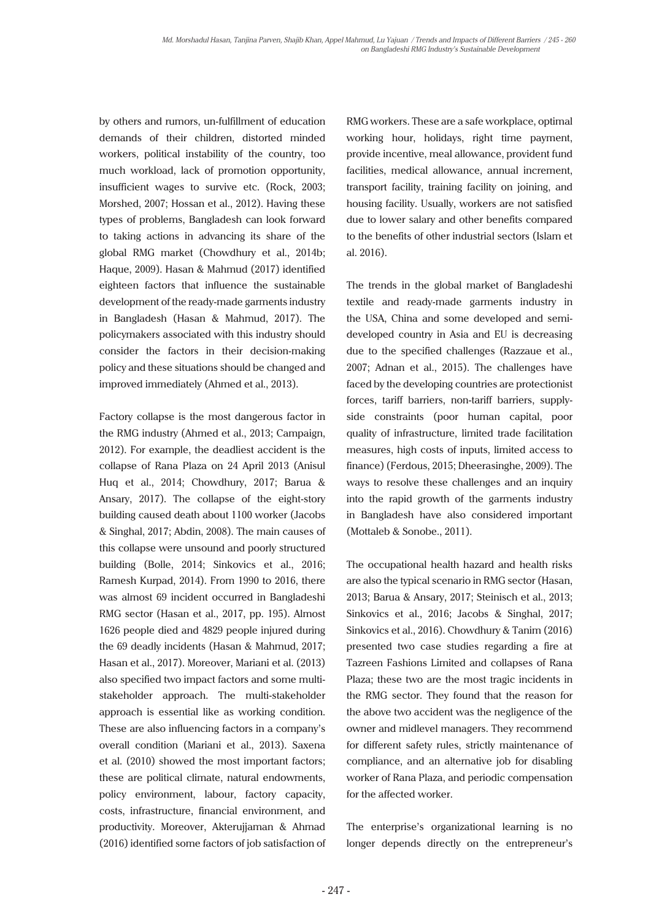by others and rumors, un-fulfillment of education demands of their children, distorted minded workers, political instability of the country, too much workload, lack of promotion opportunity, insufficient wages to survive etc. (Rock, 2003; Morshed, 2007; Hossan et al., 2012). Having these types of problems, Bangladesh can look forward to taking actions in advancing its share of the global RMG market (Chowdhury et al., 2014b; Haque, 2009). Hasan & Mahmud (2017) identified eighteen factors that influence the sustainable development of the ready-made garments industry in Bangladesh (Hasan & Mahmud, 2017). The policymakers associated with this industry should consider the factors in their decision-making policy and these situations should be changed and improved immediately (Ahmed et al., 2013).

Factory collapse is the most dangerous factor in the RMG industry (Ahmed et al., 2013; Campaign, 2012). For example, the deadliest accident is the collapse of Rana Plaza on 24 April 2013 (Anisul Huq et al., 2014; Chowdhury, 2017; Barua & Ansary, 2017). The collapse of the eight-story building caused death about 1100 worker (Jacobs & Singhal, 2017; Abdin, 2008). The main causes of this collapse were unsound and poorly structured building (Bolle, 2014; Sinkovics et al., 2016; Ramesh Kurpad, 2014). From 1990 to 2016, there was almost 69 incident occurred in Bangladeshi RMG sector (Hasan et al., 2017, pp. 195). Almost 1626 people died and 4829 people injured during the 69 deadly incidents (Hasan & Mahmud, 2017; Hasan et al., 2017). Moreover, Mariani et al. (2013) also specified two impact factors and some multi-stakeholder approach. The multi-stakeholder approach is essential like as working condition. These are also influencing factors in a company's overall condition (Mariani et al., 2013). Saxena et al. (2010) showed the most important factors; these are political climate, natural endowments, policy environment, labour, factory capacity, costs, infrastructure, financial environment, and productivity. Moreover, Akterujjaman & Ahmad (2016) identified some factors of job satisfaction of RMG workers. These are a safe workplace, optimal working hour, holidays, right time payment, provide incentive, meal allowance, provident fund facilities, medical allowance, annual increment, transport facility, training facility on joining, and housing facility. Usually, workers are not satisfied due to lower salary and other benefits compared to the benefits of other industrial sectors (Islam et al. 2016).

The trends in the global market of Bangladeshi textile and ready-made garments industry in the USA, China and some developed and semi-developed country in Asia and EU is decreasing due to the specified challenges (Razzaue et al., 2007; Adnan et al., 2015). The challenges have faced by the developing countries are protectionist forces, tariff barriers, non-tariff barriers, supply-side constraints (poor human capital, poor quality of infrastructure, limited trade facilitation measures, high costs of inputs, limited access to finance) (Ferdous, 2015; Dheerasinghe, 2009). The ways to resolve these challenges and an inquiry into the rapid growth of the garments industry in Bangladesh have also considered important (Mottaleb & Sonobe., 2011).

The occupational health hazard and health risks are also the typical scenario in RMG sector (Hasan, 2013; Barua & Ansary, 2017; Steinisch et al., 2013; Sinkovics et al., 2016; Jacobs & Singhal, 2017; Sinkovics et al., 2016). Chowdhury & Tanim (2016) presented two case studies regarding a fire at Tazreen Fashions Limited and collapses of Rana Plaza; these two are the most tragic incidents in the RMG sector. They found that the reason for the above two accident was the negligence of the owner and midlevel managers. They recommend for different safety rules, strictly maintenance of compliance, and an alternative job for disabling worker of Rana Plaza, and periodic compensation for the affected worker.

The enterprise's organizational learning is no longer depends directly on the entrepreneur's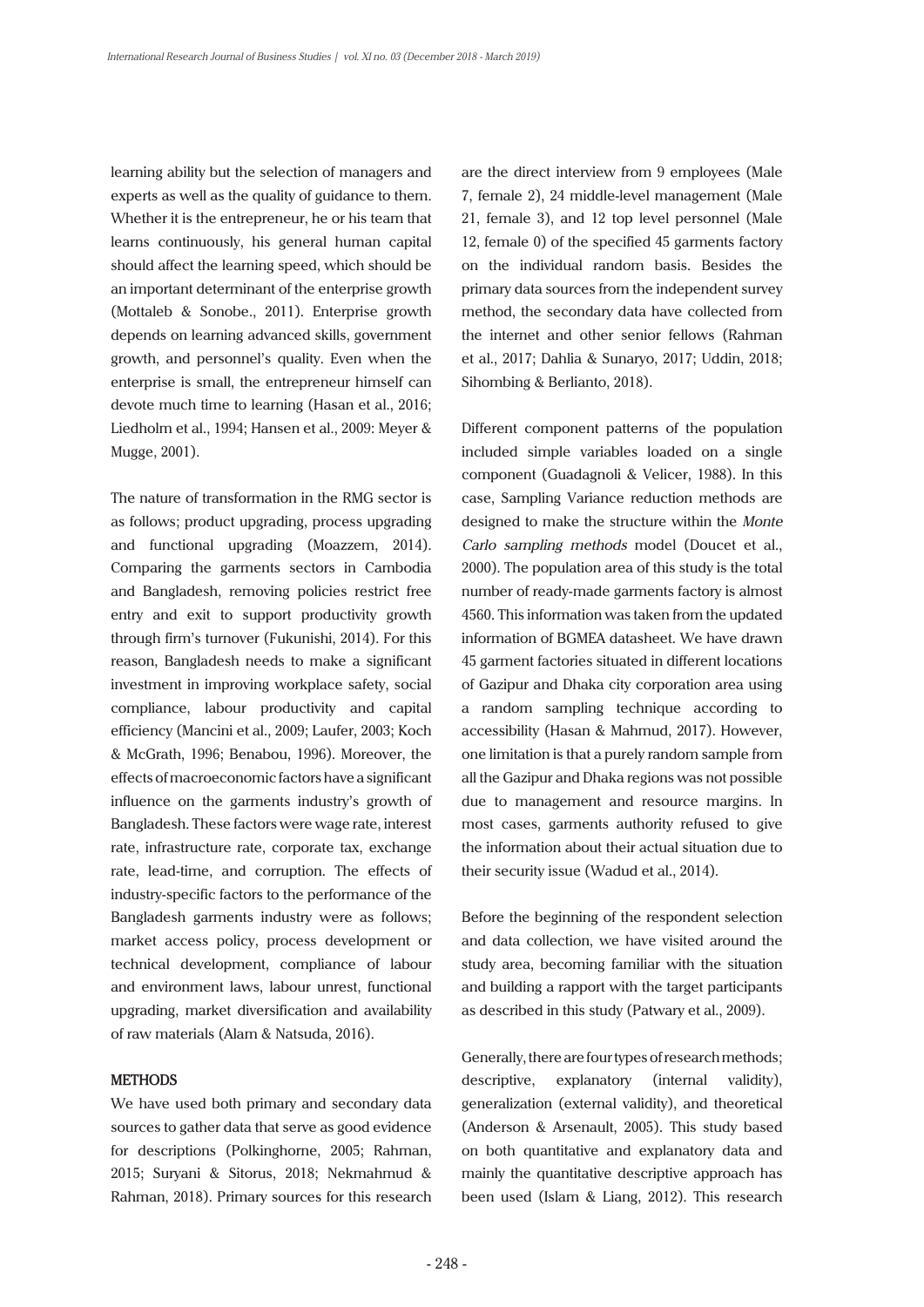learning ability but the selection of managers and experts as well as the quality of guidance to them. Whether it is the entrepreneur, he or his team that learns continuously, his general human capital should affect the learning speed, which should be an important determinant of the enterprise growth (Mottaleb & Sonobe., 2011). Enterprise growth depends on learning advanced skills, government growth, and personnel's quality. Even when the enterprise is small, the entrepreneur himself can devote much time to learning (Hasan et al., 2016; Liedholm et al., 1994; Hansen et al., 2009: Meyer & Mugge, 2001).

The nature of transformation in the RMG sector is as follows; product upgrading, process upgrading and functional upgrading (Moazzem, 2014). Comparing the garments sectors in Cambodia and Bangladesh, removing policies restrict free entry and exit to support productivity growth through firm's turnover (Fukunishi, 2014). For this reason, Bangladesh needs to make a significant investment in improving workplace safety, social compliance, labour productivity and capital efficiency (Mancini et al., 2009; Laufer, 2003; Koch & McGrath, 1996; Benabou, 1996). Moreover, the effects of macroeconomic factors have a significant influence on the garments industry's growth of Bangladesh. These factors were wage rate, interest rate, infrastructure rate, corporate tax, exchange rate, lead-time, and corruption. The effects of industry-specific factors to the performance of the Bangladesh garments industry were as follows; market access policy, process development or technical development, compliance of labour and environment laws, labour unrest, functional upgrading, market diversification and availability of raw materials (Alam & Natsuda, 2016).

## METHODS

We have used both primary and secondary data sources to gather data that serve as good evidence for descriptions (Polkinghorne, 2005; Rahman, 2015; Suryani & Sitorus, 2018; Nekmahmud & Rahman, 2018). Primary sources for this research are the direct interview from 9 employees (Male 7, female 2), 24 middle-level management (Male 21, female 3), and 12 top level personnel (Male 12, female 0) of the specified 45 garments factory on the individual random basis. Besides the primary data sources from the independent survey method, the secondary data have collected from the internet and other senior fellows (Rahman et al., 2017; Dahlia & Sunaryo, 2017; Uddin, 2018; Sihombing & Berlianto, 2018).

Different component patterns of the population included simple variables loaded on a single component (Guadagnoli & Velicer, 1988). In this case, Sampling Variance reduction methods are designed to make the structure within the *Monte Carlo sampling methods* model (Doucet et al., 2000). The population area of this study is the total number of ready-made garments factory is almost 4560. This information was taken from the updated information of BGMEA datasheet. We have drawn 45 garment factories situated in different locations of Gazipur and Dhaka city corporation area using a random sampling technique according to accessibility (Hasan & Mahmud, 2017). However, one limitation is that a purely random sample from all the Gazipur and Dhaka regions was not possible due to management and resource margins. In most cases, garments authority refused to give the information about their actual situation due to their security issue (Wadud et al., 2014).

Before the beginning of the respondent selection and data collection, we have visited around the study area, becoming familiar with the situation and building a rapport with the target participants as described in this study (Patwary et al., 2009).

Generally, there are four types of research methods; descriptive, explanatory (internal validity), generalization (external validity), and theoretical (Anderson & Arsenault, 2005). This study based on both quantitative and explanatory data and mainly the quantitative descriptive approach has been used (Islam & Liang, 2012). This research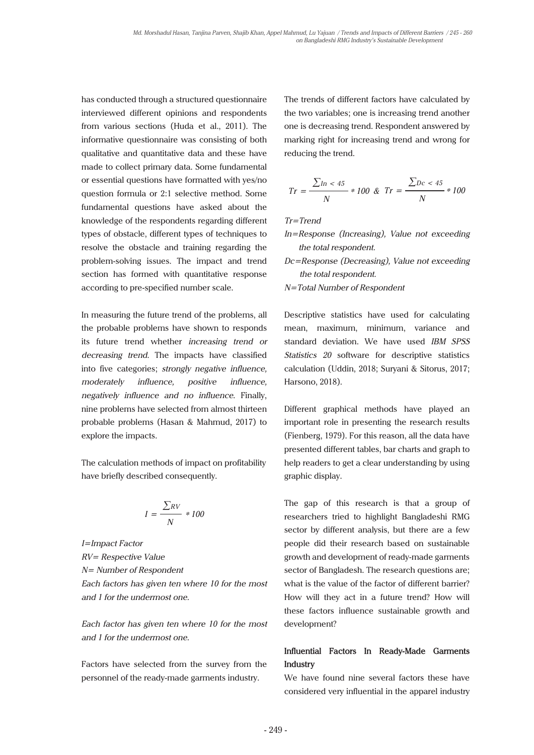has conducted through a structured questionnaire interviewed different opinions and respondents from various sections (Huda et al., 2011). The informative questionnaire was consisting of both qualitative and quantitative data and these have made to collect primary data. Some fundamental or essential questions have formatted with yes/no question formula or 2:1 selective method. Some fundamental questions have asked about the knowledge of the respondents regarding different types of obstacle, different types of techniques to resolve the obstacle and training regarding the problem-solving issues. The impact and trend section has formed with quantitative response according to pre-specified number scale.

In measuring the future trend of the problems, all the probable problems have shown to responds its future trend whether *increasing trend or decreasing trend.* The impacts have classified into five categories; *strongly negative influence, moderately influence, positive influence, negatively influence and no influence*. Finally, nine problems have selected from almost thirteen probable problems (Hasan & Mahmud, 2017) to explore the impacts.

The calculation methods of impact on profitability have briefly described consequently.

$$I = \frac{\sum RV}{N} * 100$$

*I=Impact Factor*

*RV= Respective Value*

*N= Number of Respondent*

*Each factors has given ten where 10 for the most and 1 for the undermost one.*

*Each factor has given ten where 10 for the most and 1 for the undermost one.*

Factors have selected from the survey from the personnel of the ready-made garments industry.

The trends of different factors have calculated by the two variables; one is increasing trend another one is decreasing trend. Respondent answered by marking right for increasing trend and wrong for reducing the trend.

$$Tr = \frac{\sum In < 45}{N} * 100 \;\; \& \;\; Tr = \frac{\sum Dc < 45}{N} * 100$$

*Tr=Trend*

*In=Response (Increasing), Value not exceeding the total respondent.*

*Dc=Response (Decreasing), Value not exceeding the total respondent.*

*N=Total Number of Respondent*

Descriptive statistics have used for calculating mean, maximum, minimum, variance and standard deviation. We have used *IBM SPSS Statistics 20* software for descriptive statistics calculation (Uddin, 2018; Suryani & Sitorus, 2017; Harsono, 2018).

Different graphical methods have played an important role in presenting the research results (Fienberg, 1979). For this reason, all the data have presented different tables, bar charts and graph to help readers to get a clear understanding by using graphic display.

The gap of this research is that a group of researchers tried to highlight Bangladeshi RMG sector by different analysis, but there are a few people did their research based on sustainable growth and development of ready-made garments sector of Bangladesh. The research questions are; what is the value of the factor of different barrier? How will they act in a future trend? How will these factors influence sustainable growth and development?

## Influential Factors In Ready-Made Garments Industry

We have found nine several factors these have considered very influential in the apparel industry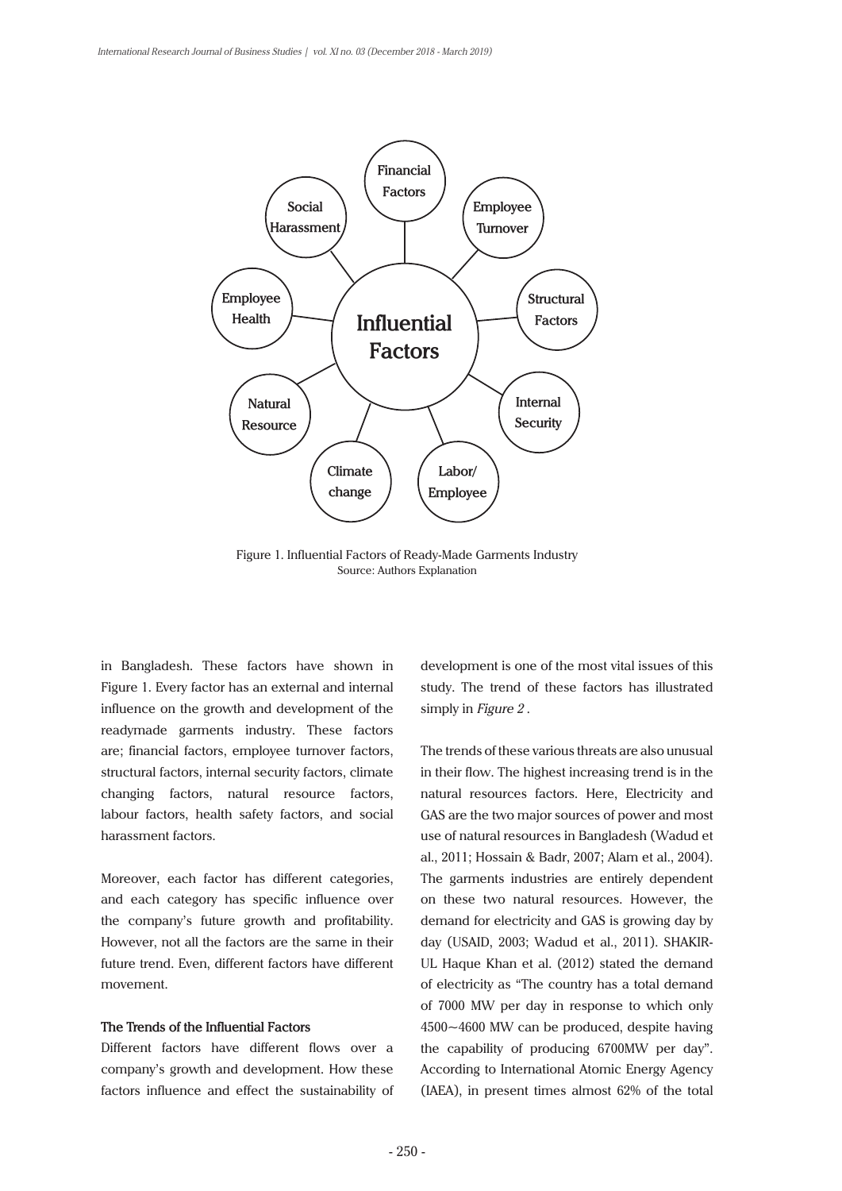Figure 1. Influential Factors of Ready-Made Garments Industry
Source: Authors Explanation

in Bangladesh. These factors have shown in Figure 1. Every factor has an external and internal influence on the growth and development of the readymade garments industry. These factors are; financial factors, employee turnover factors, structural factors, internal security factors, climate changing factors, natural resource factors, labour factors, health safety factors, and social harassment factors.

Moreover, each factor has different categories, and each category has specific influence over the company's future growth and profitability. However, not all the factors are the same in their future trend. Even, different factors have different movement.

### The Trends of the Influential Factors

Different factors have different flows over a company's growth and development. How these factors influence and effect the sustainability of development is one of the most vital issues of this study. The trend of these factors has illustrated simply in *Figure 2* .

The trends of these various threats are also unusual in their flow. The highest increasing trend is in the natural resources factors. Here, Electricity and GAS are the two major sources of power and most use of natural resources in Bangladesh (Wadud et al., 2011; Hossain & Badr, 2007; Alam et al., 2004). The garments industries are entirely dependent on these two natural resources. However, the demand for electricity and GAS is growing day by day (USAID, 2003; Wadud et al., 2011). SHAKIR-UL Haque Khan et al. (2012) stated the demand of electricity as "The country has a total demand of 7000 MW per day in response to which only 4500~4600 MW can be produced, despite having the capability of producing 6700MW per day". According to International Atomic Energy Agency (IAEA), in present times almost 62% of the total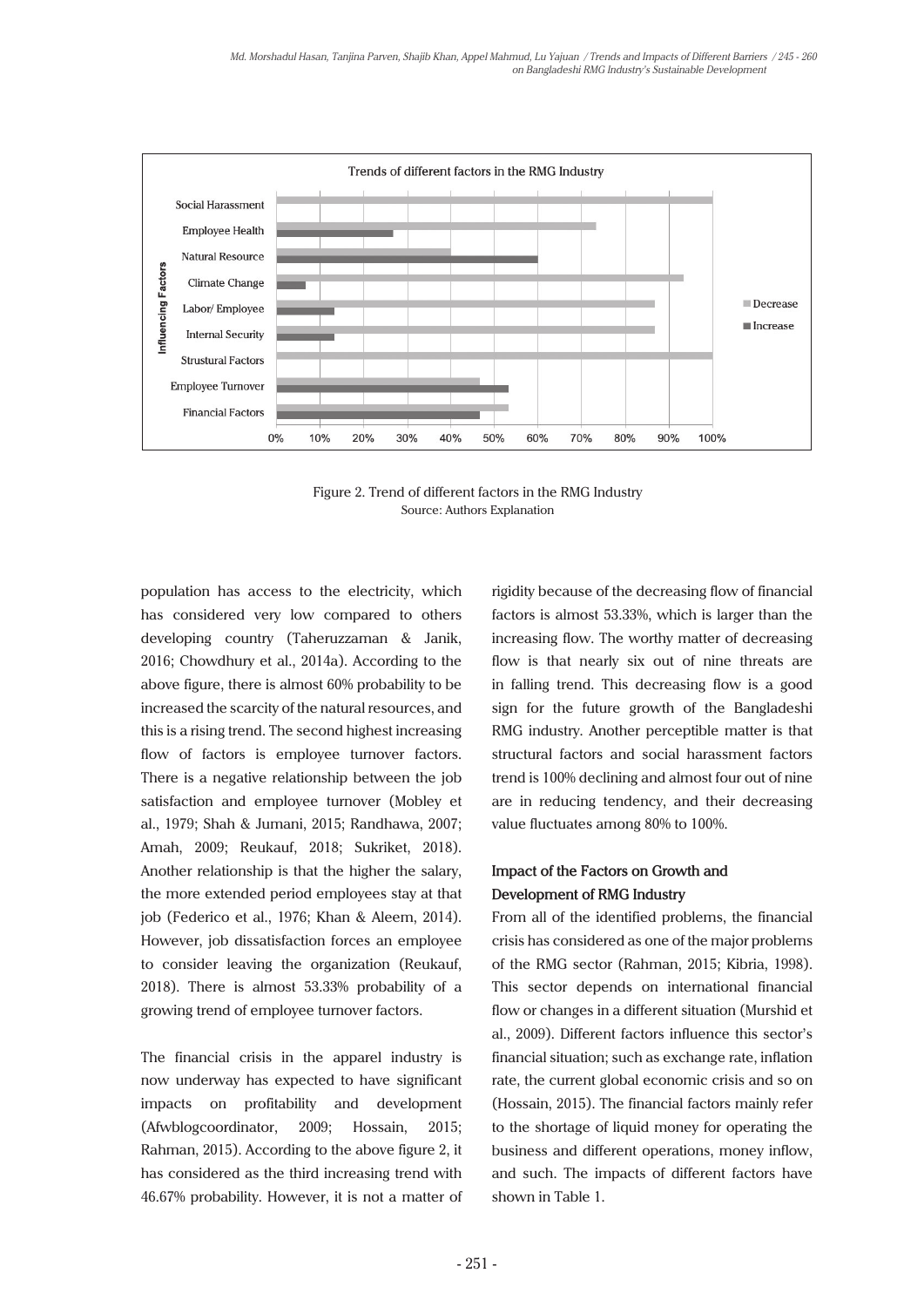Figure 2. Trend of different factors in the RMG Industry
Source: Authors Explanation

population has access to the electricity, which has considered very low compared to others developing country (Taheruzzaman & Janik, 2016; Chowdhury et al., 2014a). According to the above figure, there is almost 60% probability to be increased the scarcity of the natural resources, and this is a rising trend. The second highest increasing flow of factors is employee turnover factors. There is a negative relationship between the job satisfaction and employee turnover (Mobley et al., 1979; Shah & Jumani, 2015; Randhawa, 2007; Amah, 2009; Reukauf, 2018; Sukriket, 2018). Another relationship is that the higher the salary, the more extended period employees stay at that job (Federico et al., 1976; Khan & Aleem, 2014). However, job dissatisfaction forces an employee to consider leaving the organization (Reukauf, 2018). There is almost 53.33% probability of a growing trend of employee turnover factors.

The financial crisis in the apparel industry is now underway has expected to have significant impacts on profitability and development (Afwblogcoordinator, 2009; Hossain, 2015; Rahman, 2015). According to the above figure 2, it has considered as the third increasing trend with 46.67% probability. However, it is not a matter of rigidity because of the decreasing flow of financial factors is almost 53.33%, which is larger than the increasing flow. The worthy matter of decreasing flow is that nearly six out of nine threats are in falling trend. This decreasing flow is a good sign for the future growth of the Bangladeshi RMG industry. Another perceptible matter is that structural factors and social harassment factors trend is 100% declining and almost four out of nine are in reducing tendency, and their decreasing value fluctuates among 80% to 100%.

## Impact of the Factors on Growth and Development of RMG Industry

From all of the identified problems, the financial crisis has considered as one of the major problems of the RMG sector (Rahman, 2015; Kibria, 1998). This sector depends on international financial flow or changes in a different situation (Murshid et al., 2009). Different factors influence this sector's financial situation; such as exchange rate, inflation rate, the current global economic crisis and so on (Hossain, 2015). The financial factors mainly refer to the shortage of liquid money for operating the business and different operations, money inflow, and such. The impacts of different factors have shown in Table 1.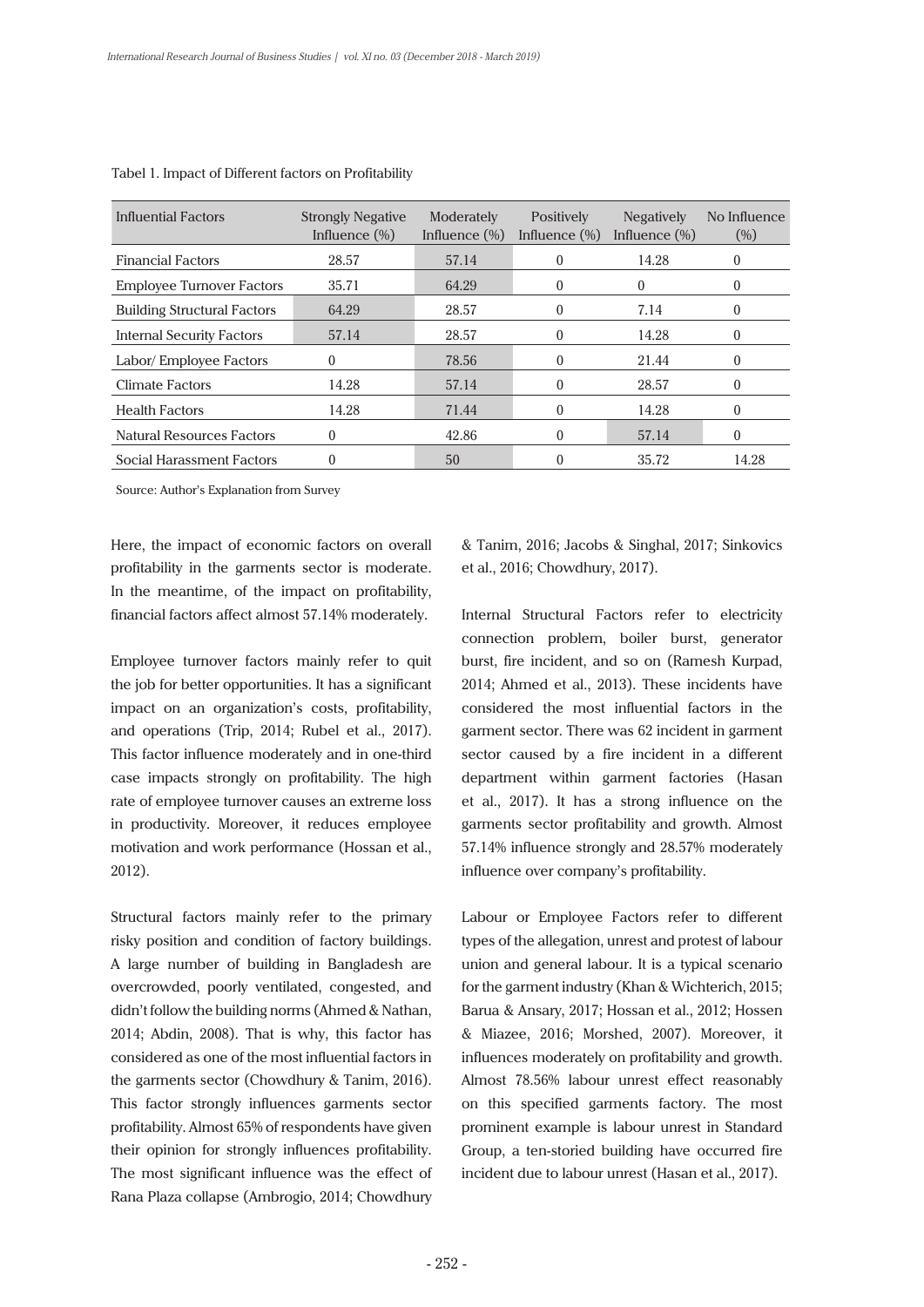Tabel 1. Impact of Different factors on Profitability

| Influential Factors | Strongly Negative Influence (%) | Moderately Influence (%) | Positively Influence (%) | Negatively Influence (%) | No Influence (%) |
|---|---|---|---|---|---|
| Financial Factors | 28.57 | 57.14 | 0 | 14.28 | 0 |
| Employee Turnover Factors | 35.71 | 64.29 | 0 | 0 | 0 |
| Building Structural Factors | 64.29 | 28.57 | 0 | 7.14 | 0 |
| Internal Security Factors | 57.14 | 28.57 | 0 | 14.28 | 0 |
| Labor/ Employee Factors | 0 | 78.56 | 0 | 21.44 | 0 |
| Climate Factors | 14.28 | 57.14 | 0 | 28.57 | 0 |
| Health Factors | 14.28 | 71.44 | 0 | 14.28 | 0 |
| Natural Resources Factors | 0 | 42.86 | 0 | 57.14 | 0 |
| Social Harassment Factors | 0 | 50 | 0 | 35.72 | 14.28 |

Source: Author's Explanation from Survey

Here, the impact of economic factors on overall profitability in the garments sector is moderate. In the meantime, of the impact on profitability, financial factors affect almost 57.14% moderately.

Employee turnover factors mainly refer to quit the job for better opportunities. It has a significant impact on an organization's costs, profitability, and operations (Trip, 2014; Rubel et al., 2017). This factor influence moderately and in one-third case impacts strongly on profitability. The high rate of employee turnover causes an extreme loss in productivity. Moreover, it reduces employee motivation and work performance (Hossan et al., 2012).

Structural factors mainly refer to the primary risky position and condition of factory buildings. A large number of building in Bangladesh are overcrowded, poorly ventilated, congested, and didn't follow the building norms (Ahmed & Nathan, 2014; Abdin, 2008). That is why, this factor has considered as one of the most influential factors in the garments sector (Chowdhury & Tanim, 2016). This factor strongly influences garments sector profitability. Almost 65% of respondents have given their opinion for strongly influences profitability. The most significant influence was the effect of Rana Plaza collapse (Ambrogio, 2014; Chowdhury & Tanim, 2016; Jacobs & Singhal, 2017; Sinkovics et al., 2016; Chowdhury, 2017).

Internal Structural Factors refer to electricity connection problem, boiler burst, generator burst, fire incident, and so on (Ramesh Kurpad, 2014; Ahmed et al., 2013). These incidents have considered the most influential factors in the garment sector. There was 62 incident in garment sector caused by a fire incident in a different department within garment factories (Hasan et al., 2017). It has a strong influence on the garments sector profitability and growth. Almost 57.14% influence strongly and 28.57% moderately influence over company's profitability.

Labour or Employee Factors refer to different types of the allegation, unrest and protest of labour union and general labour. It is a typical scenario for the garment industry (Khan & Wichterich, 2015; Barua & Ansary, 2017; Hossan et al., 2012; Hossen & Miazee, 2016; Morshed, 2007). Moreover, it influences moderately on profitability and growth. Almost 78.56% labour unrest effect reasonably on this specified garments factory. The most prominent example is labour unrest in Standard Group, a ten-storied building have occurred fire incident due to labour unrest (Hasan et al., 2017).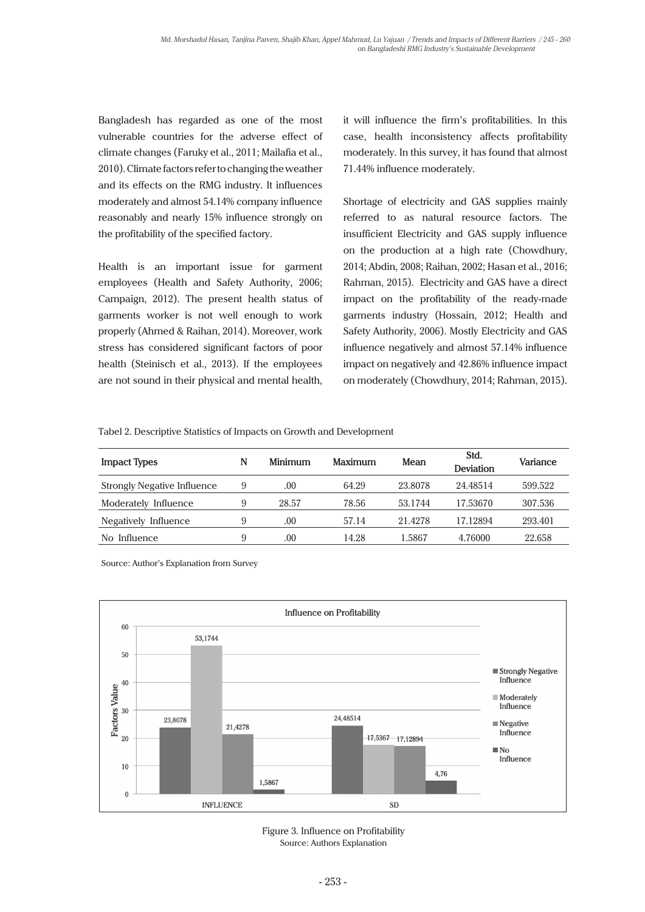Bangladesh has regarded as one of the most vulnerable countries for the adverse effect of climate changes (Faruky et al., 2011; Mailafia et al., 2010). Climate factors refer to changing the weather and its effects on the RMG industry. It influences moderately and almost 54.14% company influence reasonably and nearly 15% influence strongly on the profitability of the specified factory.

Health is an important issue for garment employees (Health and Safety Authority, 2006; Campaign, 2012). The present health status of garments worker is not well enough to work properly (Ahmed & Raihan, 2014). Moreover, work stress has considered significant factors of poor health (Steinisch et al., 2013). If the employees are not sound in their physical and mental health, it will influence the firm's profitabilities. In this case, health inconsistency affects profitability moderately. In this survey, it has found that almost 71.44% influence moderately.

Shortage of electricity and GAS supplies mainly referred to as natural resource factors. The insufficient Electricity and GAS supply influence on the production at a high rate (Chowdhury, 2014; Abdin, 2008; Raihan, 2002; Hasan et al., 2016; Rahman, 2015). Electricity and GAS have a direct impact on the profitability of the ready-made garments industry (Hossain, 2012; Health and Safety Authority, 2006). Mostly Electricity and GAS influence negatively and almost 57.14% influence impact on negatively and 42.86% influence impact on moderately (Chowdhury, 2014; Rahman, 2015).

Tabel 2. Descriptive Statistics of Impacts on Growth and Development

| Impact Types | N | Minimum | Maximum | Mean | Std. Deviation | Variance |
|---|---|---|---|---|---|---|
| Strongly Negative Influence | 9 | .00 | 64.29 | 23.8078 | 24.48514 | 599.522 |
| Moderately Influence | 9 | 28.57 | 78.56 | 53.1744 | 17.53670 | 307.536 |
| Negatively Influence | 9 | .00 | 57.14 | 21.4278 | 17.12894 | 293.401 |
| No Influence | 9 | .00 | 14.28 | 1.5867 | 4.76000 | 22.658 |

Source: Author's Explanation from Survey

Figure 3. Influence on Profitability
Source: Authors Explanation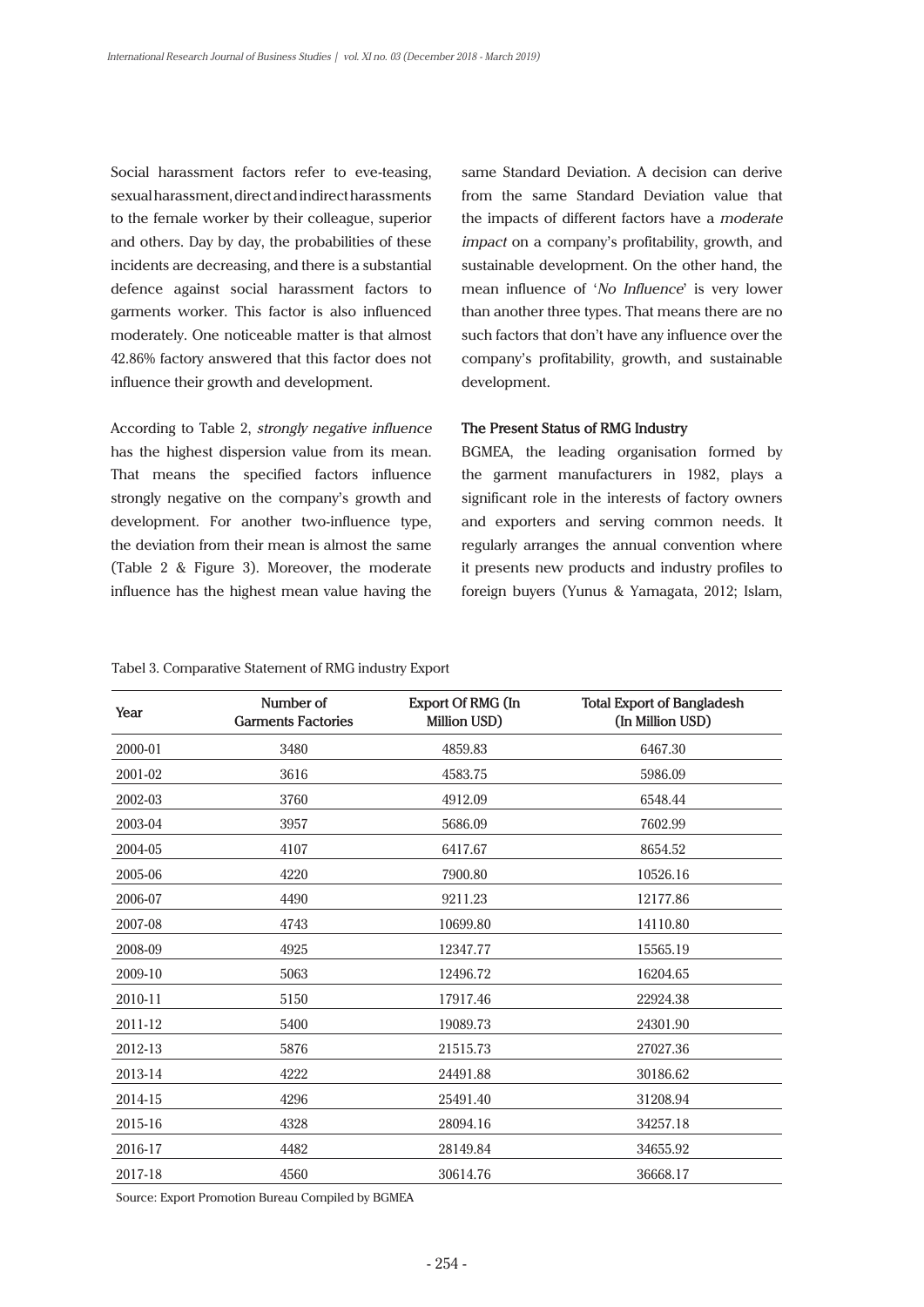Social harassment factors refer to eve-teasing, sexual harassment, direct and indirect harassments to the female worker by their colleague, superior and others. Day by day, the probabilities of these incidents are decreasing, and there is a substantial defence against social harassment factors to garments worker. This factor is also influenced moderately. One noticeable matter is that almost 42.86% factory answered that this factor does not influence their growth and development.

According to Table 2, *strongly negative influence* has the highest dispersion value from its mean. That means the specified factors influence strongly negative on the company's growth and development. For another two-influence type, the deviation from their mean is almost the same (Table 2 & Figure 3). Moreover, the moderate influence has the highest mean value having the same Standard Deviation. A decision can derive from the same Standard Deviation value that the impacts of different factors have a *moderate impact* on a company's profitability, growth, and sustainable development. On the other hand, the mean influence of '*No Influence*' is very lower than another three types. That means there are no such factors that don't have any influence over the company's profitability, growth, and sustainable development.

### The Present Status of RMG Industry

BGMEA, the leading organisation formed by the garment manufacturers in 1982, plays a significant role in the interests of factory owners and exporters and serving common needs. It regularly arranges the annual convention where it presents new products and industry profiles to foreign buyers (Yunus & Yamagata, 2012; Islam,

Tabel 3. Comparative Statement of RMG industry Export

| Year | Number of Garments Factories | Export Of RMG (In Million USD) | Total Export of Bangladesh (In Million USD) |
|---|---|---|---|
| 2000-01 | 3480 | 4859.83 | 6467.30 |
| 2001-02 | 3616 | 4583.75 | 5986.09 |
| 2002-03 | 3760 | 4912.09 | 6548.44 |
| 2003-04 | 3957 | 5686.09 | 7602.99 |
| 2004-05 | 4107 | 6417.67 | 8654.52 |
| 2005-06 | 4220 | 7900.80 | 10526.16 |
| 2006-07 | 4490 | 9211.23 | 12177.86 |
| 2007-08 | 4743 | 10699.80 | 14110.80 |
| 2008-09 | 4925 | 12347.77 | 15565.19 |
| 2009-10 | 5063 | 12496.72 | 16204.65 |
| 2010-11 | 5150 | 17917.46 | 22924.38 |
| 2011-12 | 5400 | 19089.73 | 24301.90 |
| 2012-13 | 5876 | 21515.73 | 27027.36 |
| 2013-14 | 4222 | 24491.88 | 30186.62 |
| 2014-15 | 4296 | 25491.40 | 31208.94 |
| 2015-16 | 4328 | 28094.16 | 34257.18 |
| 2016-17 | 4482 | 28149.84 | 34655.92 |
| 2017-18 | 4560 | 30614.76 | 36668.17 |

Source: Export Promotion Bureau Compiled by BGMEA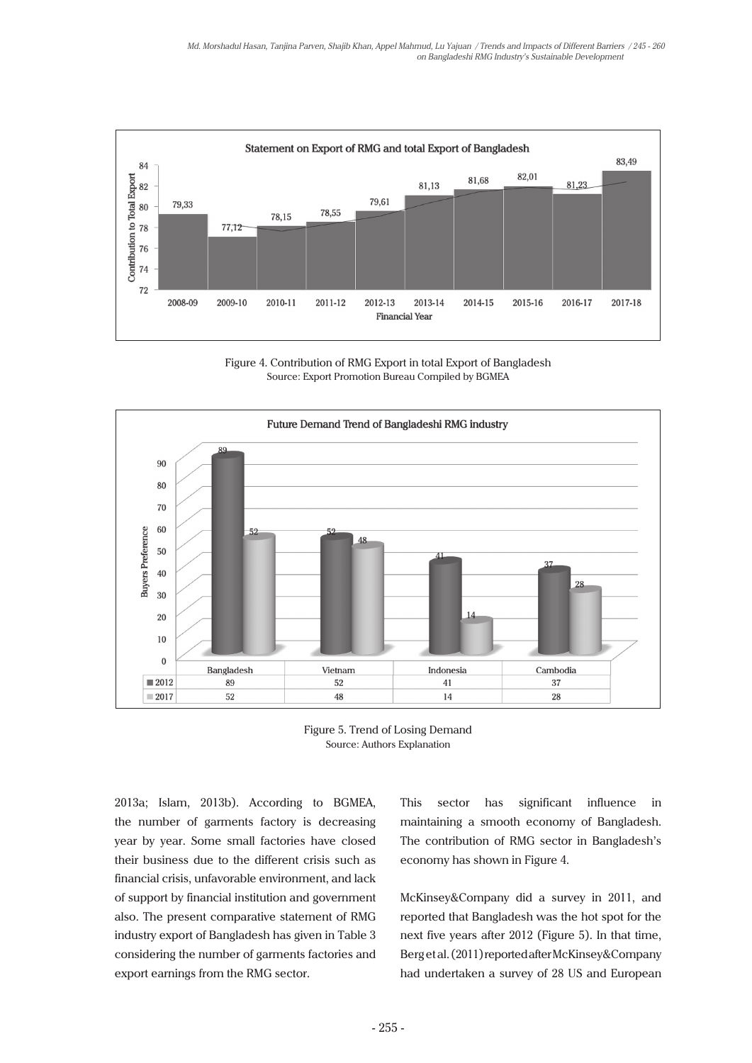Figure 4. Contribution of RMG Export in total Export of Bangladesh
Source: Export Promotion Bureau Compiled by BGMEA

Figure 5. Trend of Losing Demand
Source: Authors Explanation

2013a; Islam, 2013b). According to BGMEA, the number of garments factory is decreasing year by year. Some small factories have closed their business due to the different crisis such as financial crisis, unfavorable environment, and lack of support by financial institution and government also. The present comparative statement of RMG industry export of Bangladesh has given in Table 3 considering the number of garments factories and export earnings from the RMG sector.

This sector has significant influence in maintaining a smooth economy of Bangladesh. The contribution of RMG sector in Bangladesh's economy has shown in Figure 4.

McKinsey&Company did a survey in 2011, and reported that Bangladesh was the hot spot for the next five years after 2012 (Figure 5). In that time, Berg et al. (2011) reported after McKinsey&Company had undertaken a survey of 28 US and European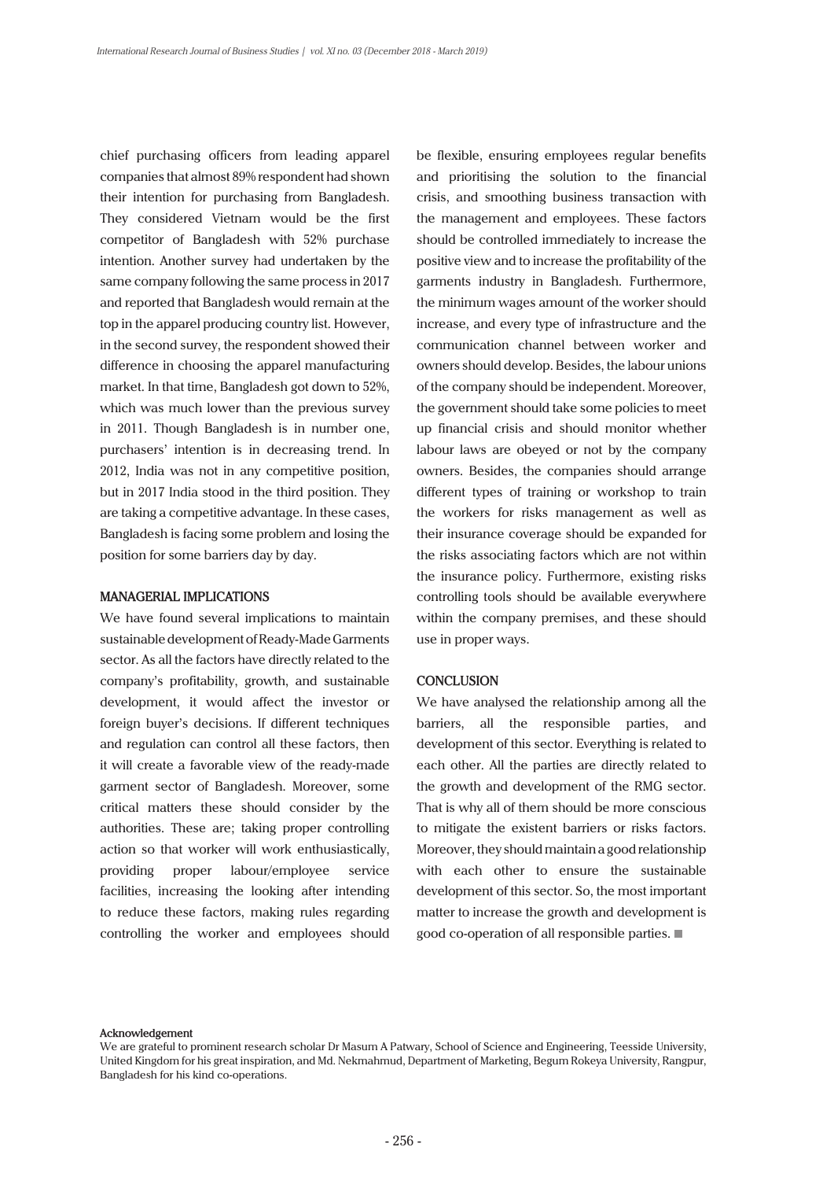chief purchasing officers from leading apparel companies that almost 89% respondent had shown their intention for purchasing from Bangladesh. They considered Vietnam would be the first competitor of Bangladesh with 52% purchase intention. Another survey had undertaken by the same company following the same process in 2017 and reported that Bangladesh would remain at the top in the apparel producing country list. However, in the second survey, the respondent showed their difference in choosing the apparel manufacturing market. In that time, Bangladesh got down to 52%, which was much lower than the previous survey in 2011. Though Bangladesh is in number one, purchasers' intention is in decreasing trend. In 2012, India was not in any competitive position, but in 2017 India stood in the third position. They are taking a competitive advantage. In these cases, Bangladesh is facing some problem and losing the position for some barriers day by day.

## MANAGERIAL IMPLICATIONS

We have found several implications to maintain sustainable development of Ready-Made Garments sector. As all the factors have directly related to the company's profitability, growth, and sustainable development, it would affect the investor or foreign buyer's decisions. If different techniques and regulation can control all these factors, then it will create a favorable view of the ready-made garment sector of Bangladesh. Moreover, some critical matters these should consider by the authorities. These are; taking proper controlling action so that worker will work enthusiastically, providing proper labour/employee service facilities, increasing the looking after intending to reduce these factors, making rules regarding controlling the worker and employees should be flexible, ensuring employees regular benefits and prioritising the solution to the financial crisis, and smoothing business transaction with the management and employees. These factors should be controlled immediately to increase the positive view and to increase the profitability of the garments industry in Bangladesh. Furthermore, the minimum wages amount of the worker should increase, and every type of infrastructure and the communication channel between worker and owners should develop. Besides, the labour unions of the company should be independent. Moreover, the government should take some policies to meet up financial crisis and should monitor whether labour laws are obeyed or not by the company owners. Besides, the companies should arrange different types of training or workshop to train the workers for risks management as well as their insurance coverage should be expanded for the risks associating factors which are not within the insurance policy. Furthermore, existing risks controlling tools should be available everywhere within the company premises, and these should use in proper ways.

## CONCLUSION

We have analysed the relationship among all the barriers, all the responsible parties, and development of this sector. Everything is related to each other. All the parties are directly related to the growth and development of the RMG sector. That is why all of them should be more conscious to mitigate the existent barriers or risks factors. Moreover, they should maintain a good relationship with each other to ensure the sustainable development of this sector. So, the most important matter to increase the growth and development is good co-operation of all responsible parties. ■

**Acknowledgement**

We are grateful to prominent research scholar Dr Masum A Patwary, School of Science and Engineering, Teesside University, United Kingdom for his great inspiration, and Md. Nekmahmud, Department of Marketing, Begum Rokeya University, Rangpur, Bangladesh for his kind co-operations.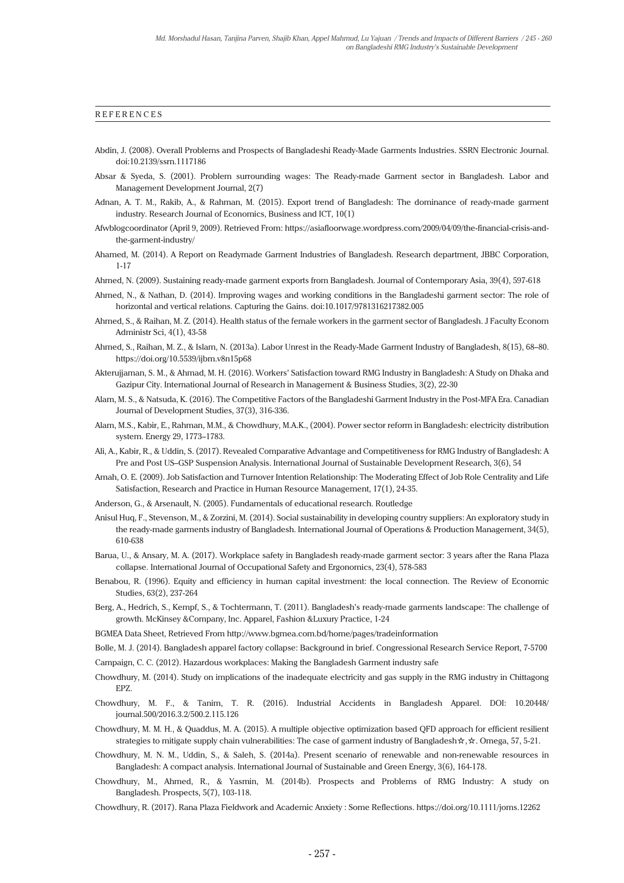## REFERENCES

Abdin, J. (2008). Overall Problems and Prospects of Bangladeshi Ready-Made Garments Industries. SSRN Electronic Journal. doi:10.2139/ssrn.1117186

Absar & Syeda, S. (2001). Problem surrounding wages: The Ready-made Garment sector in Bangladesh. Labor and Management Development Journal, 2(7)

Adnan, A. T. M., Rakib, A., & Rahman, M. (2015). Export trend of Bangladesh: The dominance of ready-made garment industry. Research Journal of Economics, Business and ICT, 10(1)

Afwblogcoordinator (April 9, 2009). Retrieved From: https://asiafloorwage.wordpress.com/2009/04/09/the-financial-crisis-and-the-garment-industry/

Ahamed, M. (2014). A Report on Readymade Garment Industries of Bangladesh. Research department, JBBC Corporation, 1-17

Ahmed, N. (2009). Sustaining ready-made garment exports from Bangladesh. Journal of Contemporary Asia, 39(4), 597-618

Ahmed, N., & Nathan, D. (2014). Improving wages and working conditions in the Bangladeshi garment sector: The role of horizontal and vertical relations. Capturing the Gains. doi:10.1017/9781316217382.005

Ahmed, S., & Raihan, M. Z. (2014). Health status of the female workers in the garment sector of Bangladesh. J Faculty Econom Administr Sci, 4(1), 43-58

Ahmed, S., Raihan, M. Z., & Islam, N. (2013a). Labor Unrest in the Ready-Made Garment Industry of Bangladesh, 8(15), 68–80. https://doi.org/10.5539/ijbm.v8n15p68

Akterujjaman, S. M., & Ahmad, M. H. (2016). Workers' Satisfaction toward RMG Industry in Bangladesh: A Study on Dhaka and Gazipur City. International Journal of Research in Management & Business Studies, 3(2), 22-30

Alam, M. S., & Natsuda, K. (2016). The Competitive Factors of the Bangladeshi Garment Industry in the Post-MFA Era. Canadian Journal of Development Studies, 37(3), 316-336.

Alam, M.S., Kabir, E., Rahman, M.M., & Chowdhury, M.A.K., (2004). Power sector reform in Bangladesh: electricity distribution system. Energy 29, 1773–1783.

Ali, A., Kabir, R., & Uddin, S. (2017). Revealed Comparative Advantage and Competitiveness for RMG Industry of Bangladesh: A Pre and Post US–GSP Suspension Analysis. International Journal of Sustainable Development Research, 3(6), 54

Amah, O. E. (2009). Job Satisfaction and Turnover Intention Relationship: The Moderating Effect of Job Role Centrality and Life Satisfaction, Research and Practice in Human Resource Management, 17(1), 24-35.

Anderson, G., & Arsenault, N. (2005). Fundamentals of educational research. Routledge

Anisul Huq, F., Stevenson, M., & Zorzini, M. (2014). Social sustainability in developing country suppliers: An exploratory study in the ready-made garments industry of Bangladesh. International Journal of Operations & Production Management, 34(5), 610-638

Barua, U., & Ansary, M. A. (2017). Workplace safety in Bangladesh ready-made garment sector: 3 years after the Rana Plaza collapse. International Journal of Occupational Safety and Ergonomics, 23(4), 578-583

Benabou, R. (1996). Equity and efficiency in human capital investment: the local connection. The Review of Economic Studies, 63(2), 237-264

Berg, A., Hedrich, S., Kempf, S., & Tochtermann, T. (2011). Bangladesh's ready-made garments landscape: The challenge of growth. McKinsey &Company, Inc. Apparel, Fashion &Luxury Practice, 1-24

BGMEA Data Sheet, Retrieved From http://www.bgmea.com.bd/home/pages/tradeinformation

Bolle, M. J. (2014). Bangladesh apparel factory collapse: Background in brief. Congressional Research Service Report, 7-5700

Campaign, C. C. (2012). Hazardous workplaces: Making the Bangladesh Garment industry safe

Chowdhury, M. (2014). Study on implications of the inadequate electricity and gas supply in the RMG industry in Chittagong EPZ.

Chowdhury, M. F., & Tanim, T. R. (2016). Industrial Accidents in Bangladesh Apparel. DOI: 10.20448/journal.500/2016.3.2/500.2.115.126

Chowdhury, M. M. H., & Quaddus, M. A. (2015). A multiple objective optimization based QFD approach for efficient resilient strategies to mitigate supply chain vulnerabilities: The case of garment industry of Bangladesh☆,☆. Omega, 57, 5-21.

Chowdhury, M. N. M., Uddin, S., & Saleh, S. (2014a). Present scenario of renewable and non-renewable resources in Bangladesh: A compact analysis. International Journal of Sustainable and Green Energy, 3(6), 164-178.

Chowdhury, M., Ahmed, R., & Yasmin, M. (2014b). Prospects and Problems of RMG Industry: A study on Bangladesh. Prospects, 5(7), 103-118.

Chowdhury, R. (2017). Rana Plaza Fieldwork and Academic Anxiety : Some Reflections. https://doi.org/10.1111/joms.12262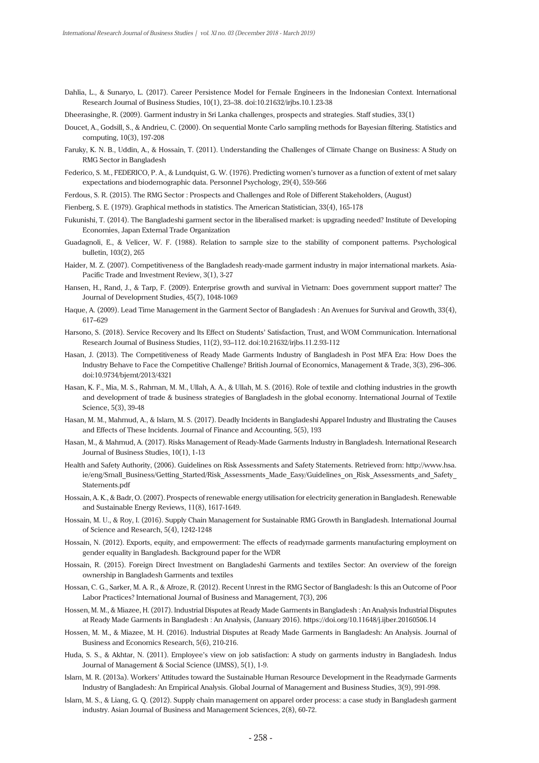Dahlia, L., & Sunaryo, L. (2017). Career Persistence Model for Female Engineers in the Indonesian Context. International Research Journal of Business Studies, 10(1), 23–38. doi:10.21632/irjbs.10.1.23-38

Dheerasinghe, R. (2009). Garment industry in Sri Lanka challenges, prospects and strategies. Staff studies, 33(1)

Doucet, A., Godsill, S., & Andrieu, C. (2000). On sequential Monte Carlo sampling methods for Bayesian filtering. Statistics and computing, 10(3), 197-208

Faruky, K. N. B., Uddin, A., & Hossain, T. (2011). Understanding the Challenges of Climate Change on Business: A Study on RMG Sector in Bangladesh

Federico, S. M., FEDERICO, P. A., & Lundquist, G. W. (1976). Predicting women's turnover as a function of extent of met salary expectations and biodemographic data. Personnel Psychology, 29(4), 559-566

Ferdous, S. R. (2015). The RMG Sector : Prospects and Challenges and Role of Different Stakeholders, (August)

Fienberg, S. E. (1979). Graphical methods in statistics. The American Statistician, 33(4), 165-178

Fukunishi, T. (2014). The Bangladeshi garment sector in the liberalised market: is upgrading needed? Institute of Developing Economies, Japan External Trade Organization

Guadagnoli, E., & Velicer, W. F. (1988). Relation to sample size to the stability of component patterns. Psychological bulletin, 103(2), 265

Haider, M. Z. (2007). Competitiveness of the Bangladesh ready-made garment industry in major international markets. Asia-Pacific Trade and Investment Review, 3(1), 3-27

Hansen, H., Rand, J., & Tarp, F. (2009). Enterprise growth and survival in Vietnam: Does government support matter? The Journal of Development Studies, 45(7), 1048-1069

Haque, A. (2009). Lead Time Management in the Garment Sector of Bangladesh : An Avenues for Survival and Growth, 33(4), 617–629

Harsono, S. (2018). Service Recovery and Its Effect on Students' Satisfaction, Trust, and WOM Communication. International Research Journal of Business Studies, 11(2), 93–112. doi:10.21632/irjbs.11.2.93-112

Hasan, J. (2013). The Competitiveness of Ready Made Garments Industry of Bangladesh in Post MFA Era: How Does the Industry Behave to Face the Competitive Challenge? British Journal of Economics, Management & Trade, 3(3), 296–306. doi:10.9734/bjemt/2013/4321

Hasan, K. F., Mia, M. S., Rahman, M. M., Ullah, A. A., & Ullah, M. S. (2016). Role of textile and clothing industries in the growth and development of trade & business strategies of Bangladesh in the global economy. International Journal of Textile Science, 5(3), 39-48

Hasan, M. M., Mahmud, A., & Islam, M. S. (2017). Deadly Incidents in Bangladeshi Apparel Industry and Illustrating the Causes and Effects of These Incidents. Journal of Finance and Accounting, 5(5), 193

Hasan, M., & Mahmud, A. (2017). Risks Management of Ready-Made Garments Industry in Bangladesh. International Research Journal of Business Studies, 10(1), 1-13

Health and Safety Authority, (2006). Guidelines on Risk Assessments and Safety Statements. Retrieved from: http://www.hsa.ie/eng/Small_Business/Getting_Started/Risk_Assessments_Made_Easy/Guidelines_on_Risk_Assessments_and_Safety_Statements.pdf

Hossain, A. K., & Badr, O. (2007). Prospects of renewable energy utilisation for electricity generation in Bangladesh. Renewable and Sustainable Energy Reviews, 11(8), 1617-1649.

Hossain, M. U., & Roy, I. (2016). Supply Chain Management for Sustainable RMG Growth in Bangladesh. International Journal of Science and Research, 5(4), 1242-1248

Hossain, N. (2012). Exports, equity, and empowerment: The effects of readymade garments manufacturing employment on gender equality in Bangladesh. Background paper for the WDR

Hossain, R. (2015). Foreign Direct Investment on Bangladeshi Garments and textiles Sector: An overview of the foreign ownership in Bangladesh Garments and textiles

Hossan, C. G., Sarker, M. A. R., & Afroze, R. (2012). Recent Unrest in the RMG Sector of Bangladesh: Is this an Outcome of Poor Labor Practices? International Journal of Business and Management, 7(3), 206

Hossen, M. M., & Miazee, H. (2017). Industrial Disputes at Ready Made Garments in Bangladesh : An Analysis Industrial Disputes at Ready Made Garments in Bangladesh : An Analysis, (January 2016). https://doi.org/10.11648/j.ijber.20160506.14

Hossen, M. M., & Miazee, M. H. (2016). Industrial Disputes at Ready Made Garments in Bangladesh: An Analysis. Journal of Business and Economics Research, 5(6), 210-216.

Huda, S. S., & Akhtar, N. (2011). Employee's view on job satisfaction: A study on garments industry in Bangladesh. Indus Journal of Management & Social Science (IJMSS), 5(1), 1-9.

Islam, M. R. (2013a). Workers' Attitudes toward the Sustainable Human Resource Development in the Readymade Garments Industry of Bangladesh: An Empirical Analysis. Global Journal of Management and Business Studies, 3(9), 991-998.

Islam, M. S., & Liang, G. Q. (2012). Supply chain management on apparel order process: a case study in Bangladesh garment industry. Asian Journal of Business and Management Sciences, 2(8), 60-72.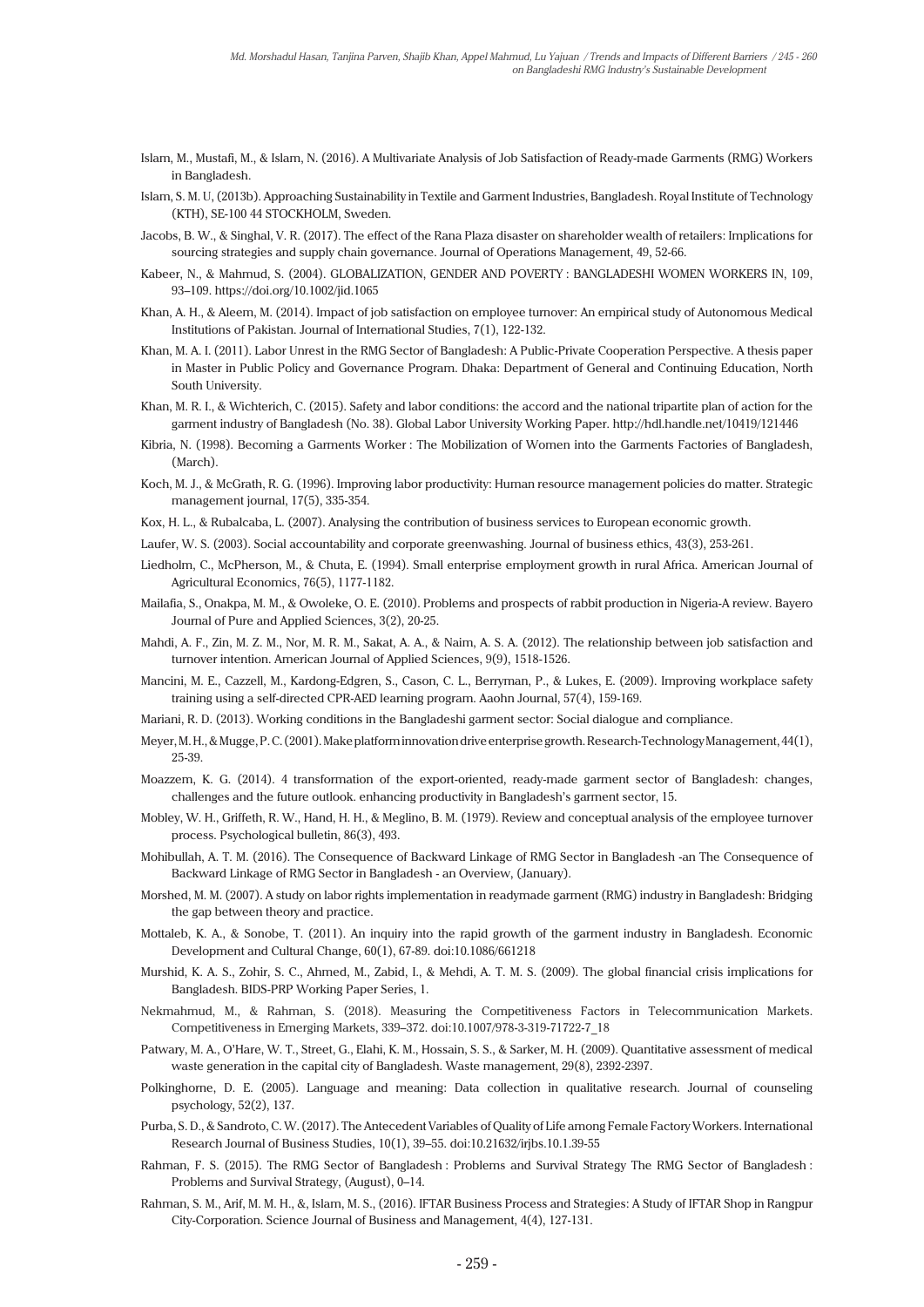Islam, M., Mustafi, M., & Islam, N. (2016). A Multivariate Analysis of Job Satisfaction of Ready-made Garments (RMG) Workers in Bangladesh.

Islam, S. M. U, (2013b). Approaching Sustainability in Textile and Garment Industries, Bangladesh. Royal Institute of Technology (KTH), SE-100 44 STOCKHOLM, Sweden.

Jacobs, B. W., & Singhal, V. R. (2017). The effect of the Rana Plaza disaster on shareholder wealth of retailers: Implications for sourcing strategies and supply chain governance. Journal of Operations Management, 49, 52-66.

Kabeer, N., & Mahmud, S. (2004). GLOBALIZATION, GENDER AND POVERTY : BANGLADESHI WOMEN WORKERS IN, 109, 93–109. https://doi.org/10.1002/jid.1065

Khan, A. H., & Aleem, M. (2014). Impact of job satisfaction on employee turnover: An empirical study of Autonomous Medical Institutions of Pakistan. Journal of International Studies, 7(1), 122-132.

Khan, M. A. I. (2011). Labor Unrest in the RMG Sector of Bangladesh: A Public-Private Cooperation Perspective. A thesis paper in Master in Public Policy and Governance Program. Dhaka: Department of General and Continuing Education, North South University.

Khan, M. R. I., & Wichterich, C. (2015). Safety and labor conditions: the accord and the national tripartite plan of action for the garment industry of Bangladesh (No. 38). Global Labor University Working Paper. http://hdl.handle.net/10419/121446

Kibria, N. (1998). Becoming a Garments Worker : The Mobilization of Women into the Garments Factories of Bangladesh, (March).

Koch, M. J., & McGrath, R. G. (1996). Improving labor productivity: Human resource management policies do matter. Strategic management journal, 17(5), 335-354.

Kox, H. L., & Rubalcaba, L. (2007). Analysing the contribution of business services to European economic growth.

Laufer, W. S. (2003). Social accountability and corporate greenwashing. Journal of business ethics, 43(3), 253-261.

Liedholm, C., McPherson, M., & Chuta, E. (1994). Small enterprise employment growth in rural Africa. American Journal of Agricultural Economics, 76(5), 1177-1182.

Mailafia, S., Onakpa, M. M., & Owoleke, O. E. (2010). Problems and prospects of rabbit production in Nigeria-A review. Bayero Journal of Pure and Applied Sciences, 3(2), 20-25.

Mahdi, A. F., Zin, M. Z. M., Nor, M. R. M., Sakat, A. A., & Naim, A. S. A. (2012). The relationship between job satisfaction and turnover intention. American Journal of Applied Sciences, 9(9), 1518-1526.

Mancini, M. E., Cazzell, M., Kardong-Edgren, S., Cason, C. L., Berryman, P., & Lukes, E. (2009). Improving workplace safety training using a self-directed CPR-AED learning program. Aaohn Journal, 57(4), 159-169.

Mariani, R. D. (2013). Working conditions in the Bangladeshi garment sector: Social dialogue and compliance.

Meyer, M. H., & Mugge, P. C. (2001). Make platform innovation drive enterprise growth. Research-Technology Management, 44(1), 25-39.

Moazzem, K. G. (2014). 4 transformation of the export-oriented, ready-made garment sector of Bangladesh: changes, challenges and the future outlook. enhancing productivity in Bangladesh's garment sector, 15.

Mobley, W. H., Griffeth, R. W., Hand, H. H., & Meglino, B. M. (1979). Review and conceptual analysis of the employee turnover process. Psychological bulletin, 86(3), 493.

Mohibullah, A. T. M. (2016). The Consequence of Backward Linkage of RMG Sector in Bangladesh -an The Consequence of Backward Linkage of RMG Sector in Bangladesh - an Overview, (January).

Morshed, M. M. (2007). A study on labor rights implementation in readymade garment (RMG) industry in Bangladesh: Bridging the gap between theory and practice.

Mottaleb, K. A., & Sonobe, T. (2011). An inquiry into the rapid growth of the garment industry in Bangladesh. Economic Development and Cultural Change, 60(1), 67-89. doi:10.1086/661218

Murshid, K. A. S., Zohir, S. C., Ahmed, M., Zabid, I., & Mehdi, A. T. M. S. (2009). The global financial crisis implications for Bangladesh. BIDS-PRP Working Paper Series, 1.

Nekmahmud, M., & Rahman, S. (2018). Measuring the Competitiveness Factors in Telecommunication Markets. Competitiveness in Emerging Markets, 339–372. doi:10.1007/978-3-319-71722-7_18

Patwary, M. A., O'Hare, W. T., Street, G., Elahi, K. M., Hossain, S. S., & Sarker, M. H. (2009). Quantitative assessment of medical waste generation in the capital city of Bangladesh. Waste management, 29(8), 2392-2397.

Polkinghorne, D. E. (2005). Language and meaning: Data collection in qualitative research. Journal of counseling psychology, 52(2), 137.

Purba, S. D., & Sandroto, C. W. (2017). The Antecedent Variables of Quality of Life among Female Factory Workers. International Research Journal of Business Studies, 10(1), 39–55. doi:10.21632/irjbs.10.1.39-55

Rahman, F. S. (2015). The RMG Sector of Bangladesh : Problems and Survival Strategy The RMG Sector of Bangladesh : Problems and Survival Strategy, (August), 0–14.

Rahman, S. M., Arif, M. M. H., &, Islam, M. S., (2016). IFTAR Business Process and Strategies: A Study of IFTAR Shop in Rangpur City-Corporation. Science Journal of Business and Management, 4(4), 127-131.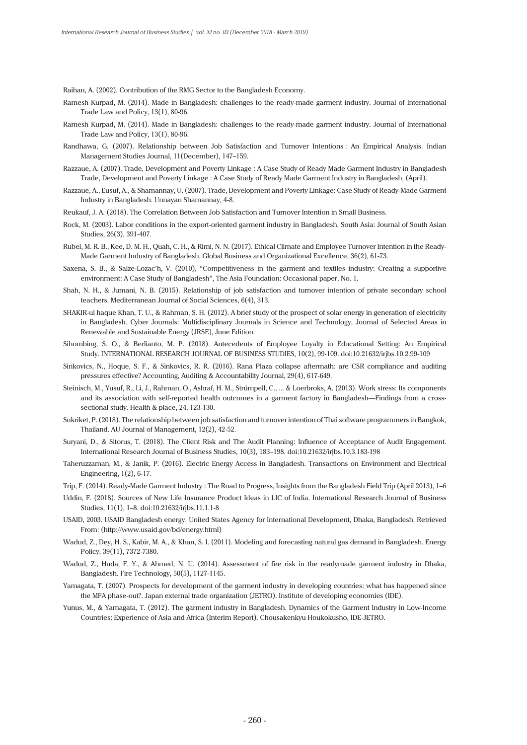Raihan, A. (2002). Contribution of the RMG Sector to the Bangladesh Economy.

Ramesh Kurpad, M. (2014). Made in Bangladesh: challenges to the ready-made garment industry. Journal of International Trade Law and Policy, 13(1), 80-96.

Ramesh Kurpad, M. (2014). Made in Bangladesh: challenges to the ready-made garment industry. Journal of International Trade Law and Policy, 13(1), 80-96.

Randhawa, G. (2007). Relationship between Job Satisfaction and Turnover Intentions : An Empirical Analysis. Indian Management Studies Journal, 11(December), 147–159.

Razzaue, A. (2007). Trade, Development and Poverty Linkage : A Case Study of Ready Made Garment Industry in Bangladesh Trade, Development and Poverty Linkage : A Case Study of Ready Made Garment Industry in Bangladesh, (April).

Razzaue, A., Eusuf, A., & Shamannay, U. (2007). Trade, Development and Poverty Linkage: Case Study of Ready-Made Garment Industry in Bangladesh. Unnayan Shamannay, 4-8.

Reukauf, J. A. (2018). The Correlation Between Job Satisfaction and Turnover Intention in Small Business.

Rock, M. (2003). Labor conditions in the export-oriented garment industry in Bangladesh. South Asia: Journal of South Asian Studies, 26(3), 391-407.

Rubel, M. R. B., Kee, D. M. H., Quah, C. H., & Rimi, N. N. (2017). Ethical Climate and Employee Turnover Intention in the Ready-Made Garment Industry of Bangladesh. Global Business and Organizational Excellence, 36(2), 61-73.

Saxena, S. B., & Salze-Lozac'h, V. (2010), "Competitiveness in the garment and textiles industry: Creating a supportive environment: A Case Study of Bangladesh", The Asia Foundation: Occasional paper, No. 1.

Shah, N. H., & Jumani, N. B. (2015). Relationship of job satisfaction and turnover intention of private secondary school teachers. Mediterranean Journal of Social Sciences, 6(4), 313.

SHAKIR-ul haque Khan, T. U., & Rahman, S. H. (2012). A brief study of the prospect of solar energy in generation of electricity in Bangladesh. Cyber Journals: Multidisciplinary Journals in Science and Technology, Journal of Selected Areas in Renewable and Sustainable Energy (JRSE), June Edition.

Sihombing, S. O., & Berlianto, M. P. (2018). Antecedents of Employee Loyalty in Educational Setting: An Empirical Study. INTERNATIONAL RESEARCH JOURNAL OF BUSINESS STUDIES, 10(2), 99-109. doi:10.21632/irjbs.10.2.99-109

Sinkovics, N., Hoque, S. F., & Sinkovics, R. R. (2016). Rana Plaza collapse aftermath: are CSR compliance and auditing pressures effective? Accounting, Auditing & Accountability Journal, 29(4), 617-649.

Steinisch, M., Yusuf, R., Li, J., Rahman, O., Ashraf, H. M., Strümpell, C., ... & Loerbroks, A. (2013). Work stress: Its components and its association with self-reported health outcomes in a garment factory in Bangladesh—Findings from a cross-sectional study. Health & place, 24, 123-130.

Sukriket, P. (2018). The relationship between job satisfaction and turnover intention of Thai software programmers in Bangkok, Thailand. AU Journal of Management, 12(2), 42-52.

Suryani, D., & Sitorus, T. (2018). The Client Risk and The Audit Planning: Influence of Acceptance of Audit Engagement. International Research Journal of Business Studies, 10(3), 183–198. doi:10.21632/irjbs.10.3.183-198

Taheruzzaman, M., & Janik, P. (2016). Electric Energy Access in Bangladesh. Transactions on Environment and Electrical Engineering, 1(2), 6-17.

Trip, F. (2014). Ready-Made Garment Industry : The Road to Progress, Insights from the Bangladesh Field Trip (April 2013), 1–6

Uddin, F. (2018). Sources of New Life Insurance Product Ideas in LIC of India. International Research Journal of Business Studies, 11(1), 1–8. doi:10.21632/irjbs.11.1.1-8

USAID, 2003. USAID Bangladesh energy. United States Agency for International Development, Dhaka, Bangladesh. Retrieved From: (http://www.usaid.gov/bd/energy.html)

Wadud, Z., Dey, H. S., Kabir, M. A., & Khan, S. I. (2011). Modeling and forecasting natural gas demand in Bangladesh. Energy Policy, 39(11), 7372-7380.

Wadud, Z., Huda, F. Y., & Ahmed, N. U. (2014). Assessment of fire risk in the readymade garment industry in Dhaka, Bangladesh. Fire Technology, 50(5), 1127-1145.

Yamagata, T. (2007). Prospects for development of the garment industry in developing countries: what has happened since the MFA phase-out?. Japan external trade organization (JETRO). Institute of developing economies (IDE).

Yunus, M., & Yamagata, T. (2012). The garment industry in Bangladesh. Dynamics of the Garment Industry in Low-Income Countries: Experience of Asia and Africa (Interim Report). Chousakenkyu Houkokusho, IDE-JETRO.